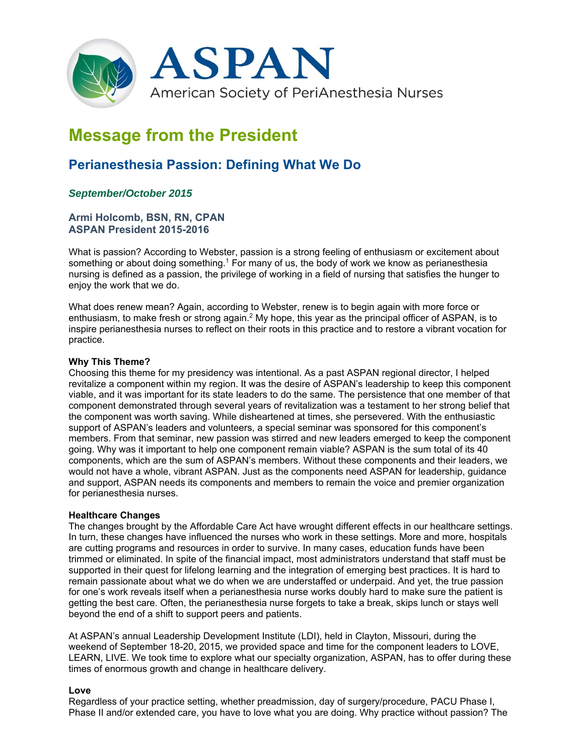# ASPAN

American Society of PeriAnesthesia Nurses

## Message from the President

### Perianesthesia Passion: Defining What We Do

***September/October 2015***

**Armi Holcomb, BSN, RN, CPAN**
**ASPAN President 2015-2016**

What is passion? According to Webster, passion is a strong feeling of enthusiasm or excitement about something or about doing something.[1] For many of us, the body of work we know as perianesthesia nursing is defined as a passion, the privilege of working in a field of nursing that satisfies the hunger to enjoy the work that we do.

What does renew mean? Again, according to Webster, renew is to begin again with more force or enthusiasm, to make fresh or strong again.[2] My hope, this year as the principal officer of ASPAN, is to inspire perianesthesia nurses to reflect on their roots in this practice and to restore a vibrant vocation for practice.

**Why This Theme?**

Choosing this theme for my presidency was intentional. As a past ASPAN regional director, I helped revitalize a component within my region. It was the desire of ASPAN's leadership to keep this component viable, and it was important for its state leaders to do the same. The persistence that one member of that component demonstrated through several years of revitalization was a testament to her strong belief that the component was worth saving. While disheartened at times, she persevered. With the enthusiastic support of ASPAN's leaders and volunteers, a special seminar was sponsored for this component's members. From that seminar, new passion was stirred and new leaders emerged to keep the component going. Why was it important to help one component remain viable? ASPAN is the sum total of its 40 components, which are the sum of ASPAN's members. Without these components and their leaders, we would not have a whole, vibrant ASPAN. Just as the components need ASPAN for leadership, guidance and support, ASPAN needs its components and members to remain the voice and premier organization for perianesthesia nurses.

**Healthcare Changes**

The changes brought by the Affordable Care Act have wrought different effects in our healthcare settings. In turn, these changes have influenced the nurses who work in these settings. More and more, hospitals are cutting programs and resources in order to survive. In many cases, education funds have been trimmed or eliminated. In spite of the financial impact, most administrators understand that staff must be supported in their quest for lifelong learning and the integration of emerging best practices. It is hard to remain passionate about what we do when we are understaffed or underpaid. And yet, the true passion for one's work reveals itself when a perianesthesia nurse works doubly hard to make sure the patient is getting the best care. Often, the perianesthesia nurse forgets to take a break, skips lunch or stays well beyond the end of a shift to support peers and patients.

At ASPAN's annual Leadership Development Institute (LDI), held in Clayton, Missouri, during the weekend of September 18-20, 2015, we provided space and time for the component leaders to LOVE, LEARN, LIVE. We took time to explore what our specialty organization, ASPAN, has to offer during these times of enormous growth and change in healthcare delivery.

**Love**

Regardless of your practice setting, whether preadmission, day of surgery/procedure, PACU Phase I, Phase II and/or extended care, you have to love what you are doing. Why practice without passion? The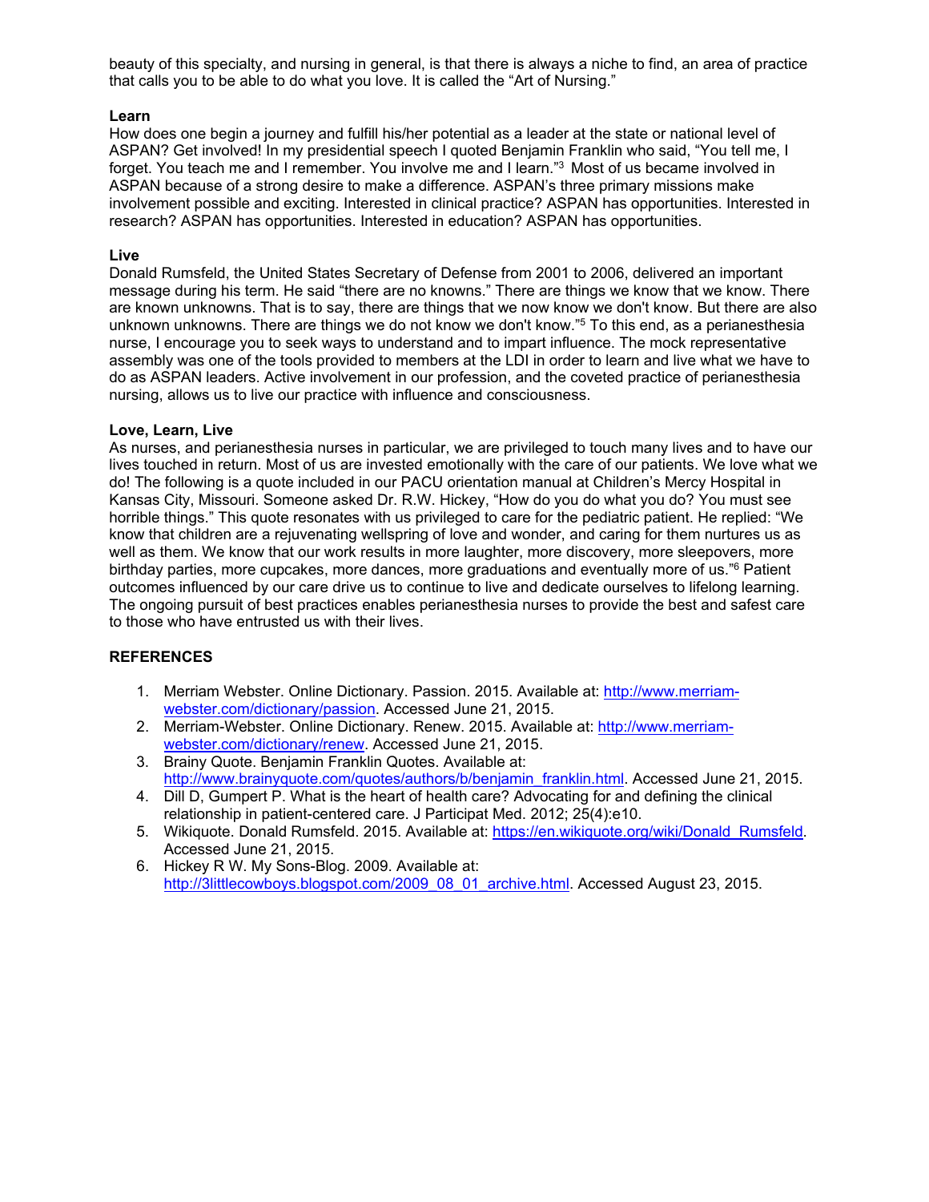beauty of this specialty, and nursing in general, is that there is always a niche to find, an area of practice that calls you to be able to do what you love. It is called the "Art of Nursing."

**Learn**

How does one begin a journey and fulfill his/her potential as a leader at the state or national level of ASPAN? Get involved! In my presidential speech I quoted Benjamin Franklin who said, "You tell me, I forget. You teach me and I remember. You involve me and I learn."[3] Most of us became involved in ASPAN because of a strong desire to make a difference. ASPAN's three primary missions make involvement possible and exciting. Interested in clinical practice? ASPAN has opportunities. Interested in research? ASPAN has opportunities. Interested in education? ASPAN has opportunities.

**Live**

Donald Rumsfeld, the United States Secretary of Defense from 2001 to 2006, delivered an important message during his term. He said "there are no knowns." There are things we know that we know. There are known unknowns. That is to say, there are things that we now know we don't know. But there are also unknown unknowns. There are things we do not know we don't know."[5] To this end, as a perianesthesia nurse, I encourage you to seek ways to understand and to impart influence. The mock representative assembly was one of the tools provided to members at the LDI in order to learn and live what we have to do as ASPAN leaders. Active involvement in our profession, and the coveted practice of perianesthesia nursing, allows us to live our practice with influence and consciousness.

**Love, Learn, Live**

As nurses, and perianesthesia nurses in particular, we are privileged to touch many lives and to have our lives touched in return. Most of us are invested emotionally with the care of our patients. We love what we do! The following is a quote included in our PACU orientation manual at Children's Mercy Hospital in Kansas City, Missouri. Someone asked Dr. R.W. Hickey, "How do you do what you do? You must see horrible things." This quote resonates with us privileged to care for the pediatric patient. He replied: "We know that children are a rejuvenating wellspring of love and wonder, and caring for them nurtures us as well as them. We know that our work results in more laughter, more discovery, more sleepovers, more birthday parties, more cupcakes, more dances, more graduations and eventually more of us."[6] Patient outcomes influenced by our care drive us to continue to live and dedicate ourselves to lifelong learning. The ongoing pursuit of best practices enables perianesthesia nurses to provide the best and safest care to those who have entrusted us with their lives.

**REFERENCES**

1. Merriam Webster. Online Dictionary. Passion. 2015. Available at: http://www.merriam-webster.com/dictionary/passion. Accessed June 21, 2015.
2. Merriam-Webster. Online Dictionary. Renew. 2015. Available at: http://www.merriam-webster.com/dictionary/renew. Accessed June 21, 2015.
3. Brainy Quote. Benjamin Franklin Quotes. Available at: http://www.brainyquote.com/quotes/authors/b/benjamin_franklin.html. Accessed June 21, 2015.
4. Dill D, Gumpert P. What is the heart of health care? Advocating for and defining the clinical relationship in patient-centered care. J Participat Med. 2012; 25(4):e10.
5. Wikiquote. Donald Rumsfeld. 2015. Available at: https://en.wikiquote.org/wiki/Donald_Rumsfeld. Accessed June 21, 2015.
6. Hickey R W. My Sons-Blog. 2009. Available at: http://3littlecowboys.blogspot.com/2009_08_01_archive.html. Accessed August 23, 2015.